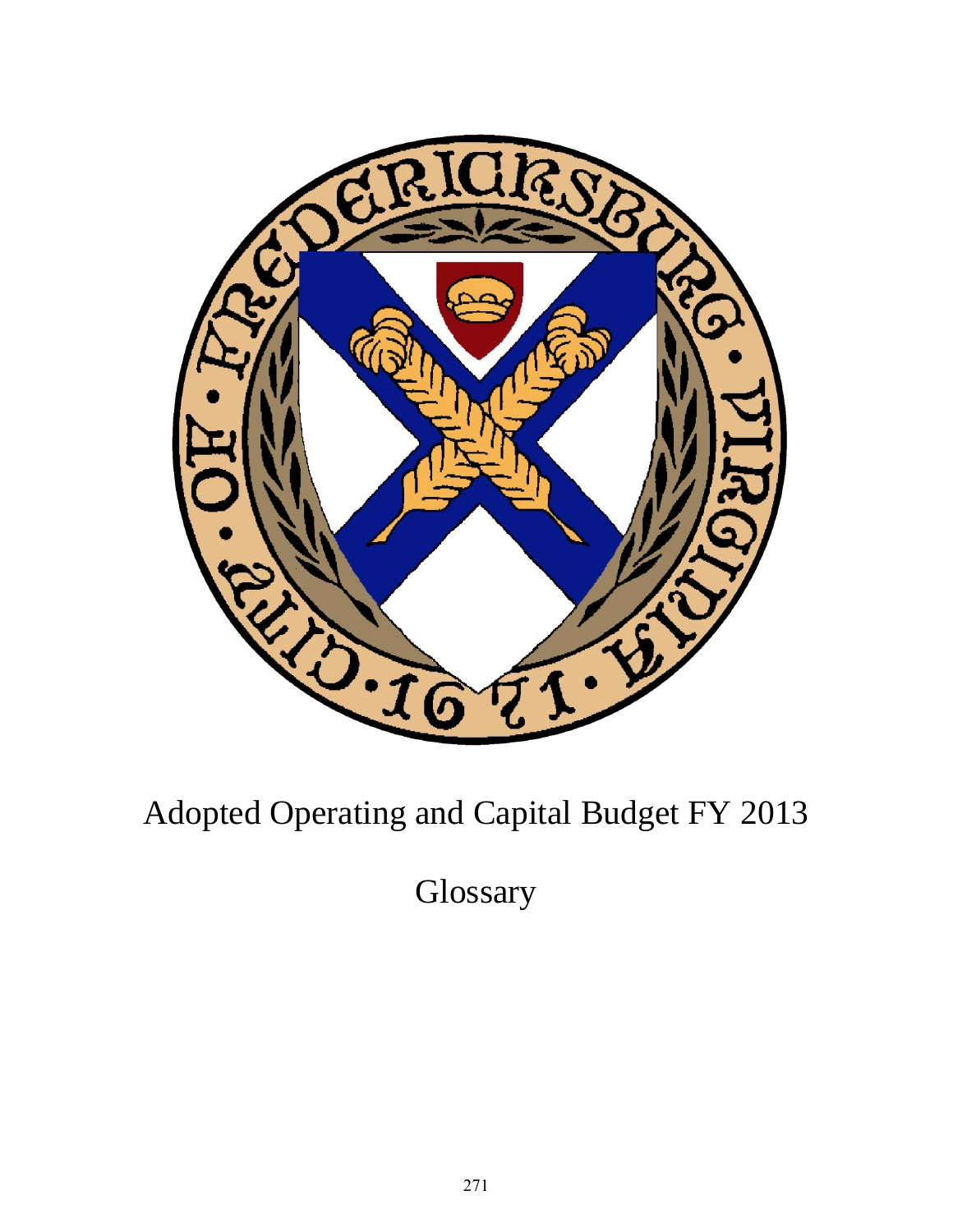# Adopted Operating and Capital Budget FY 2013

## Glossary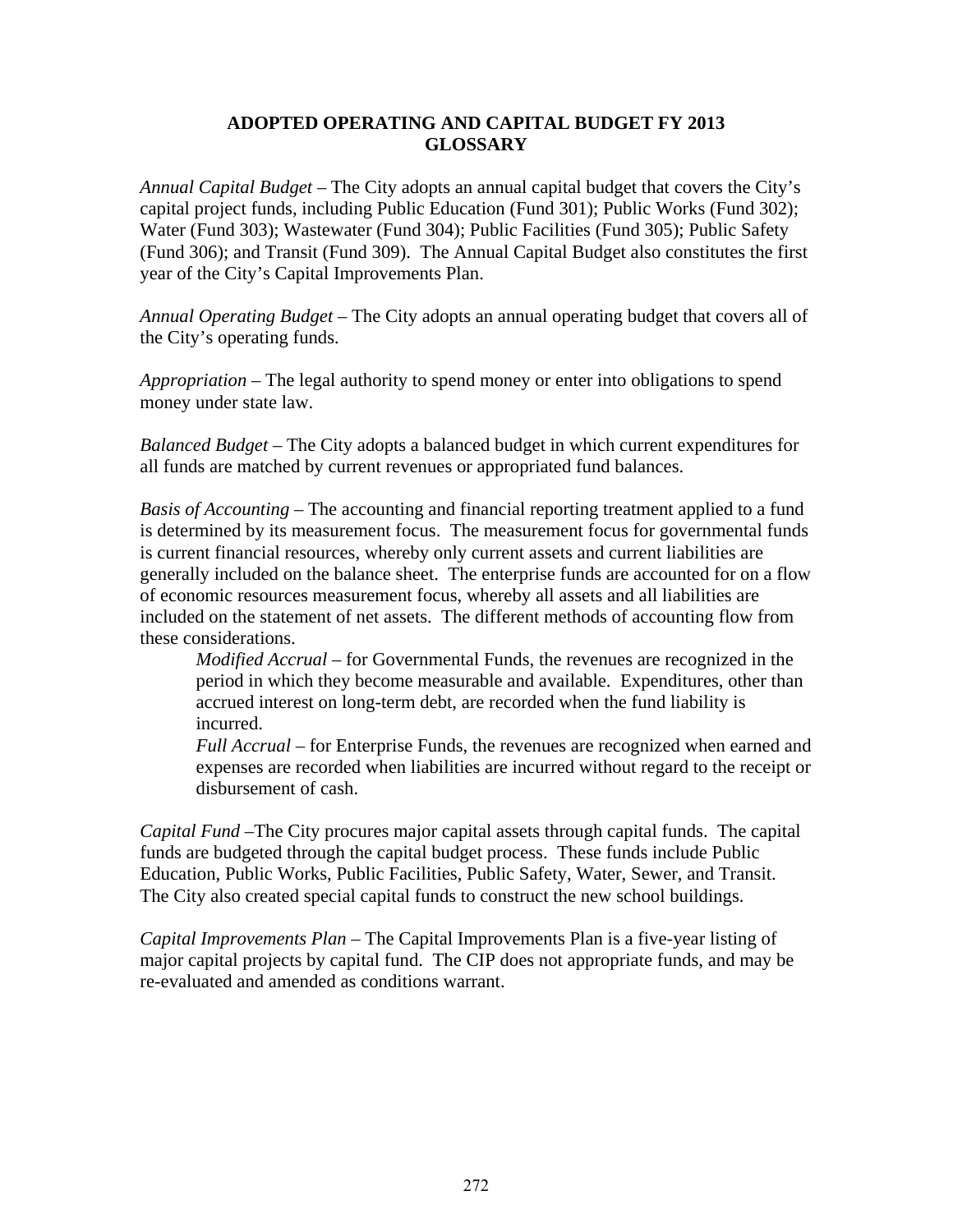# ADOPTED OPERATING AND CAPITAL BUDGET FY 2013
# GLOSSARY

*Annual Capital Budget* – The City adopts an annual capital budget that covers the City's capital project funds, including Public Education (Fund 301); Public Works (Fund 302); Water (Fund 303); Wastewater (Fund 304); Public Facilities (Fund 305); Public Safety (Fund 306); and Transit (Fund 309). The Annual Capital Budget also constitutes the first year of the City's Capital Improvements Plan.

*Annual Operating Budget* – The City adopts an annual operating budget that covers all of the City's operating funds.

*Appropriation* – The legal authority to spend money or enter into obligations to spend money under state law.

*Balanced Budget* – The City adopts a balanced budget in which current expenditures for all funds are matched by current revenues or appropriated fund balances.

*Basis of Accounting* – The accounting and financial reporting treatment applied to a fund is determined by its measurement focus. The measurement focus for governmental funds is current financial resources, whereby only current assets and current liabilities are generally included on the balance sheet. The enterprise funds are accounted for on a flow of economic resources measurement focus, whereby all assets and all liabilities are included on the statement of net assets. The different methods of accounting flow from these considerations.

> *Modified Accrual* – for Governmental Funds, the revenues are recognized in the period in which they become measurable and available. Expenditures, other than accrued interest on long-term debt, are recorded when the fund liability is incurred.
>
> *Full Accrual* – for Enterprise Funds, the revenues are recognized when earned and expenses are recorded when liabilities are incurred without regard to the receipt or disbursement of cash.

*Capital Fund* –The City procures major capital assets through capital funds. The capital funds are budgeted through the capital budget process. These funds include Public Education, Public Works, Public Facilities, Public Safety, Water, Sewer, and Transit. The City also created special capital funds to construct the new school buildings.

*Capital Improvements Plan* – The Capital Improvements Plan is a five-year listing of major capital projects by capital fund. The CIP does not appropriate funds, and may be re-evaluated and amended as conditions warrant.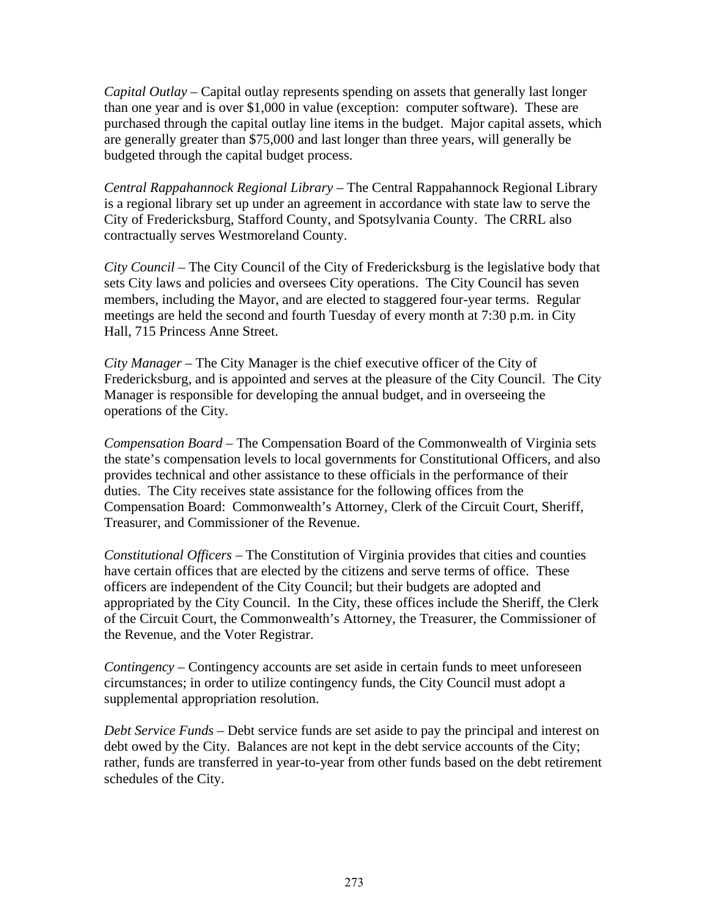*Capital Outlay* – Capital outlay represents spending on assets that generally last longer than one year and is over $1,000 in value (exception: computer software). These are purchased through the capital outlay line items in the budget. Major capital assets, which are generally greater than $75,000 and last longer than three years, will generally be budgeted through the capital budget process.

*Central Rappahannock Regional Library* – The Central Rappahannock Regional Library is a regional library set up under an agreement in accordance with state law to serve the City of Fredericksburg, Stafford County, and Spotsylvania County. The CRRL also contractually serves Westmoreland County.

*City Council* – The City Council of the City of Fredericksburg is the legislative body that sets City laws and policies and oversees City operations. The City Council has seven members, including the Mayor, and are elected to staggered four-year terms. Regular meetings are held the second and fourth Tuesday of every month at 7:30 p.m. in City Hall, 715 Princess Anne Street.

*City Manager* – The City Manager is the chief executive officer of the City of Fredericksburg, and is appointed and serves at the pleasure of the City Council. The City Manager is responsible for developing the annual budget, and in overseeing the operations of the City.

*Compensation Board* – The Compensation Board of the Commonwealth of Virginia sets the state's compensation levels to local governments for Constitutional Officers, and also provides technical and other assistance to these officials in the performance of their duties. The City receives state assistance for the following offices from the Compensation Board: Commonwealth's Attorney, Clerk of the Circuit Court, Sheriff, Treasurer, and Commissioner of the Revenue.

*Constitutional Officers* – The Constitution of Virginia provides that cities and counties have certain offices that are elected by the citizens and serve terms of office. These officers are independent of the City Council; but their budgets are adopted and appropriated by the City Council. In the City, these offices include the Sheriff, the Clerk of the Circuit Court, the Commonwealth's Attorney, the Treasurer, the Commissioner of the Revenue, and the Voter Registrar.

*Contingency* – Contingency accounts are set aside in certain funds to meet unforeseen circumstances; in order to utilize contingency funds, the City Council must adopt a supplemental appropriation resolution.

*Debt Service Funds* – Debt service funds are set aside to pay the principal and interest on debt owed by the City. Balances are not kept in the debt service accounts of the City; rather, funds are transferred in year-to-year from other funds based on the debt retirement schedules of the City.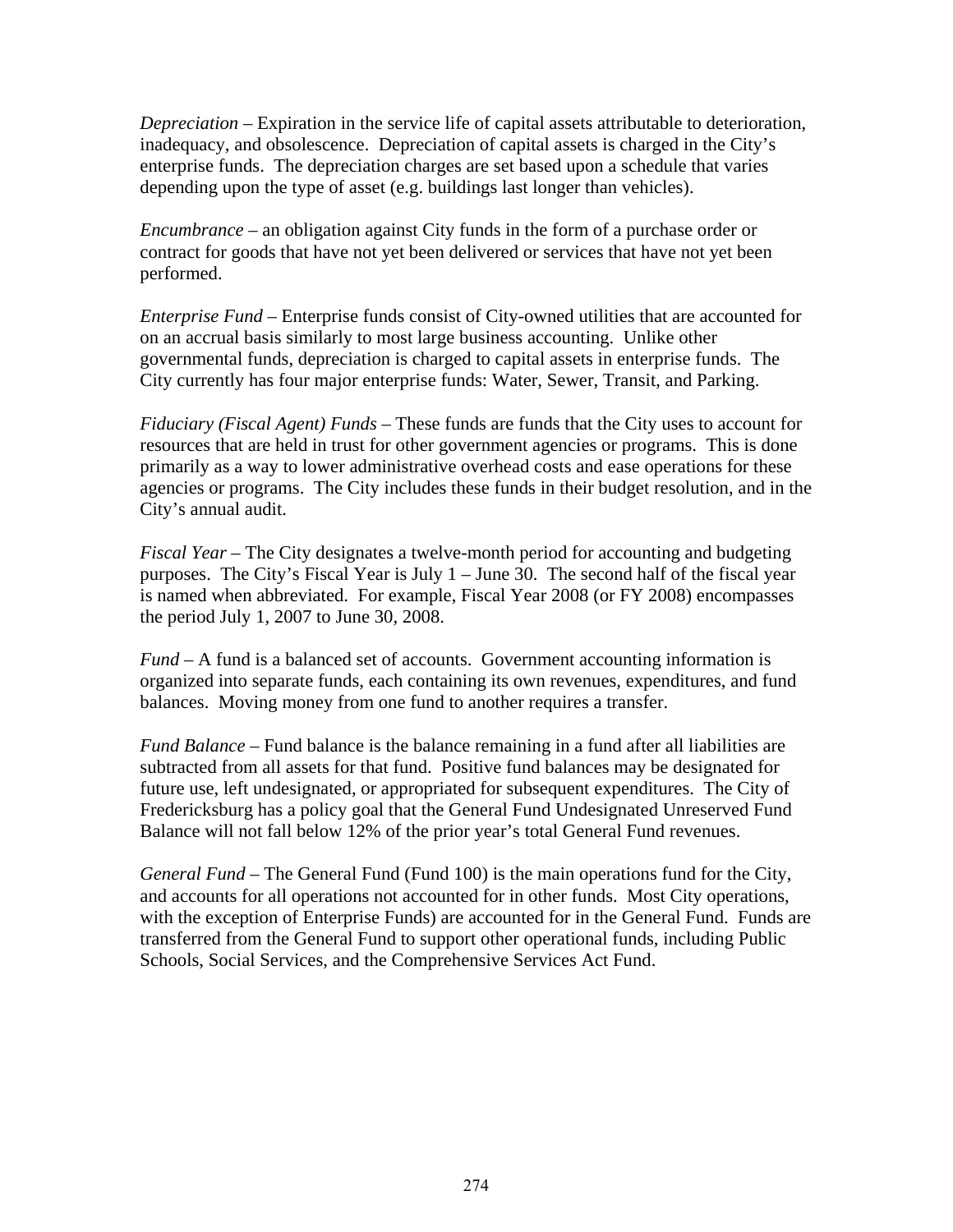*Depreciation* – Expiration in the service life of capital assets attributable to deterioration, inadequacy, and obsolescence. Depreciation of capital assets is charged in the City's enterprise funds. The depreciation charges are set based upon a schedule that varies depending upon the type of asset (e.g. buildings last longer than vehicles).

*Encumbrance* – an obligation against City funds in the form of a purchase order or contract for goods that have not yet been delivered or services that have not yet been performed.

*Enterprise Fund* – Enterprise funds consist of City-owned utilities that are accounted for on an accrual basis similarly to most large business accounting. Unlike other governmental funds, depreciation is charged to capital assets in enterprise funds. The City currently has four major enterprise funds: Water, Sewer, Transit, and Parking.

*Fiduciary (Fiscal Agent) Funds* – These funds are funds that the City uses to account for resources that are held in trust for other government agencies or programs. This is done primarily as a way to lower administrative overhead costs and ease operations for these agencies or programs. The City includes these funds in their budget resolution, and in the City's annual audit.

*Fiscal Year* – The City designates a twelve-month period for accounting and budgeting purposes. The City's Fiscal Year is July 1 – June 30. The second half of the fiscal year is named when abbreviated. For example, Fiscal Year 2008 (or FY 2008) encompasses the period July 1, 2007 to June 30, 2008.

*Fund* – A fund is a balanced set of accounts. Government accounting information is organized into separate funds, each containing its own revenues, expenditures, and fund balances. Moving money from one fund to another requires a transfer.

*Fund Balance* – Fund balance is the balance remaining in a fund after all liabilities are subtracted from all assets for that fund. Positive fund balances may be designated for future use, left undesignated, or appropriated for subsequent expenditures. The City of Fredericksburg has a policy goal that the General Fund Undesignated Unreserved Fund Balance will not fall below 12% of the prior year's total General Fund revenues.

*General Fund* – The General Fund (Fund 100) is the main operations fund for the City, and accounts for all operations not accounted for in other funds. Most City operations, with the exception of Enterprise Funds) are accounted for in the General Fund. Funds are transferred from the General Fund to support other operational funds, including Public Schools, Social Services, and the Comprehensive Services Act Fund.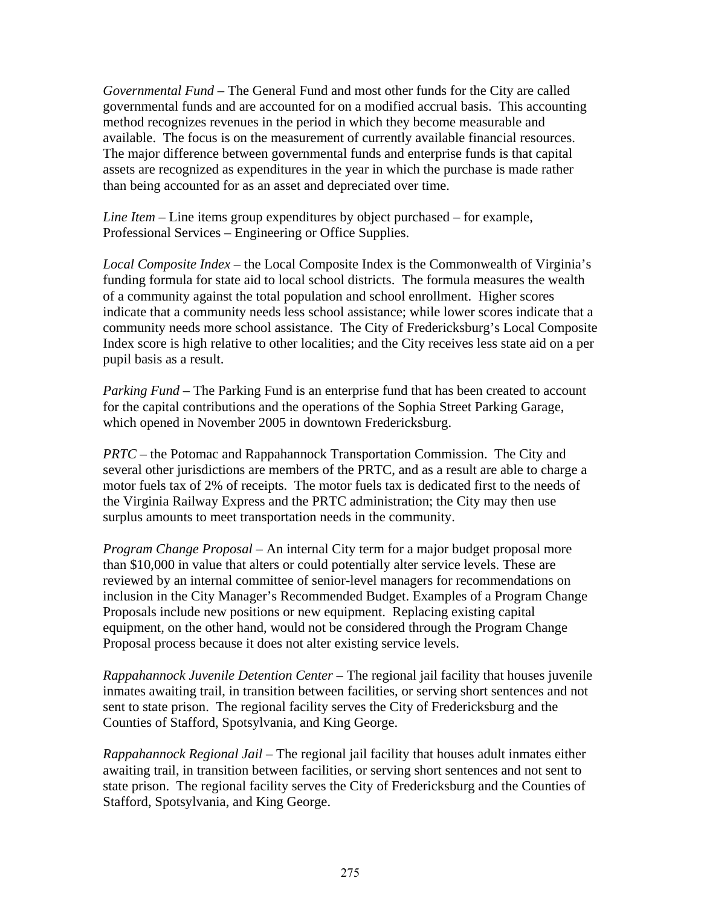*Governmental Fund* – The General Fund and most other funds for the City are called governmental funds and are accounted for on a modified accrual basis. This accounting method recognizes revenues in the period in which they become measurable and available. The focus is on the measurement of currently available financial resources. The major difference between governmental funds and enterprise funds is that capital assets are recognized as expenditures in the year in which the purchase is made rather than being accounted for as an asset and depreciated over time.

*Line Item* – Line items group expenditures by object purchased – for example, Professional Services – Engineering or Office Supplies.

*Local Composite Index* – the Local Composite Index is the Commonwealth of Virginia's funding formula for state aid to local school districts. The formula measures the wealth of a community against the total population and school enrollment. Higher scores indicate that a community needs less school assistance; while lower scores indicate that a community needs more school assistance. The City of Fredericksburg's Local Composite Index score is high relative to other localities; and the City receives less state aid on a per pupil basis as a result.

*Parking Fund* – The Parking Fund is an enterprise fund that has been created to account for the capital contributions and the operations of the Sophia Street Parking Garage, which opened in November 2005 in downtown Fredericksburg.

*PRTC* – the Potomac and Rappahannock Transportation Commission. The City and several other jurisdictions are members of the PRTC, and as a result are able to charge a motor fuels tax of 2% of receipts. The motor fuels tax is dedicated first to the needs of the Virginia Railway Express and the PRTC administration; the City may then use surplus amounts to meet transportation needs in the community.

*Program Change Proposal* – An internal City term for a major budget proposal more than $10,000 in value that alters or could potentially alter service levels. These are reviewed by an internal committee of senior-level managers for recommendations on inclusion in the City Manager's Recommended Budget. Examples of a Program Change Proposals include new positions or new equipment. Replacing existing capital equipment, on the other hand, would not be considered through the Program Change Proposal process because it does not alter existing service levels.

*Rappahannock Juvenile Detention Center* – The regional jail facility that houses juvenile inmates awaiting trail, in transition between facilities, or serving short sentences and not sent to state prison. The regional facility serves the City of Fredericksburg and the Counties of Stafford, Spotsylvania, and King George.

*Rappahannock Regional Jail* – The regional jail facility that houses adult inmates either awaiting trail, in transition between facilities, or serving short sentences and not sent to state prison. The regional facility serves the City of Fredericksburg and the Counties of Stafford, Spotsylvania, and King George.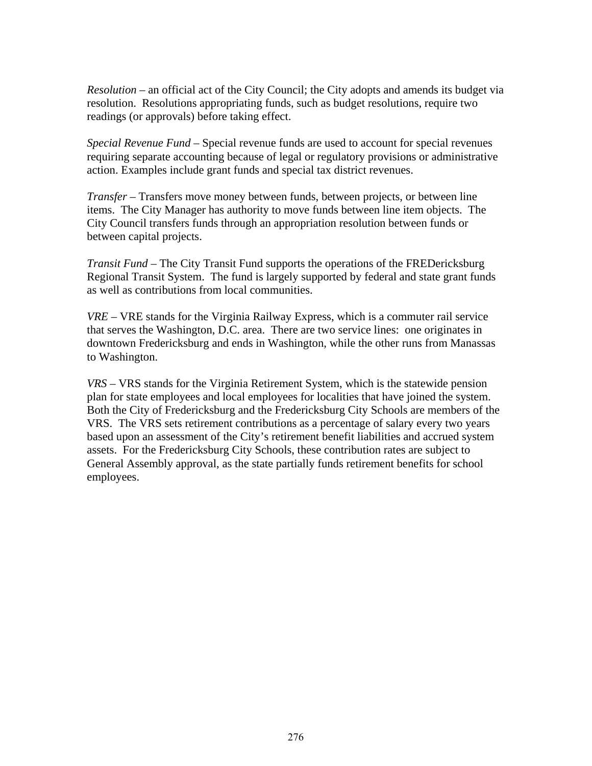*Resolution* – an official act of the City Council; the City adopts and amends its budget via resolution. Resolutions appropriating funds, such as budget resolutions, require two readings (or approvals) before taking effect.

*Special Revenue Fund* – Special revenue funds are used to account for special revenues requiring separate accounting because of legal or regulatory provisions or administrative action. Examples include grant funds and special tax district revenues.

*Transfer* – Transfers move money between funds, between projects, or between line items. The City Manager has authority to move funds between line item objects. The City Council transfers funds through an appropriation resolution between funds or between capital projects.

*Transit Fund* – The City Transit Fund supports the operations of the FREDericksburg Regional Transit System. The fund is largely supported by federal and state grant funds as well as contributions from local communities.

*VRE* – VRE stands for the Virginia Railway Express, which is a commuter rail service that serves the Washington, D.C. area. There are two service lines: one originates in downtown Fredericksburg and ends in Washington, while the other runs from Manassas to Washington.

*VRS* – VRS stands for the Virginia Retirement System, which is the statewide pension plan for state employees and local employees for localities that have joined the system. Both the City of Fredericksburg and the Fredericksburg City Schools are members of the VRS. The VRS sets retirement contributions as a percentage of salary every two years based upon an assessment of the City's retirement benefit liabilities and accrued system assets. For the Fredericksburg City Schools, these contribution rates are subject to General Assembly approval, as the state partially funds retirement benefits for school employees.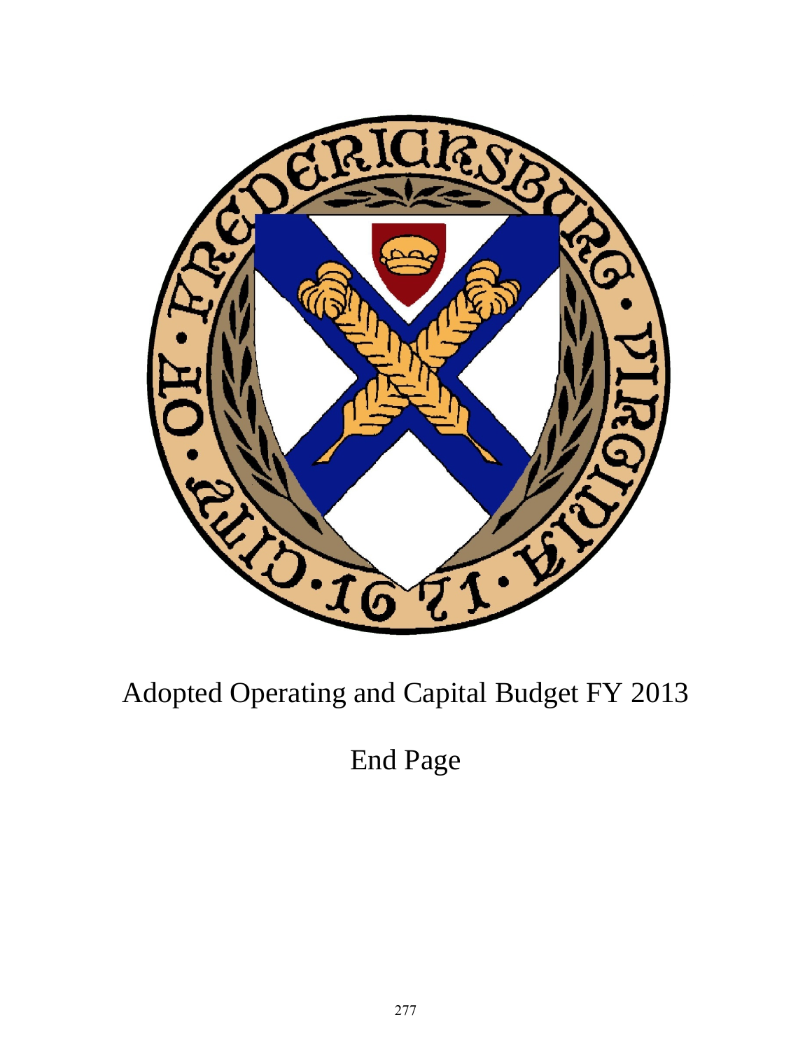Adopted Operating and Capital Budget FY 2013

End Page